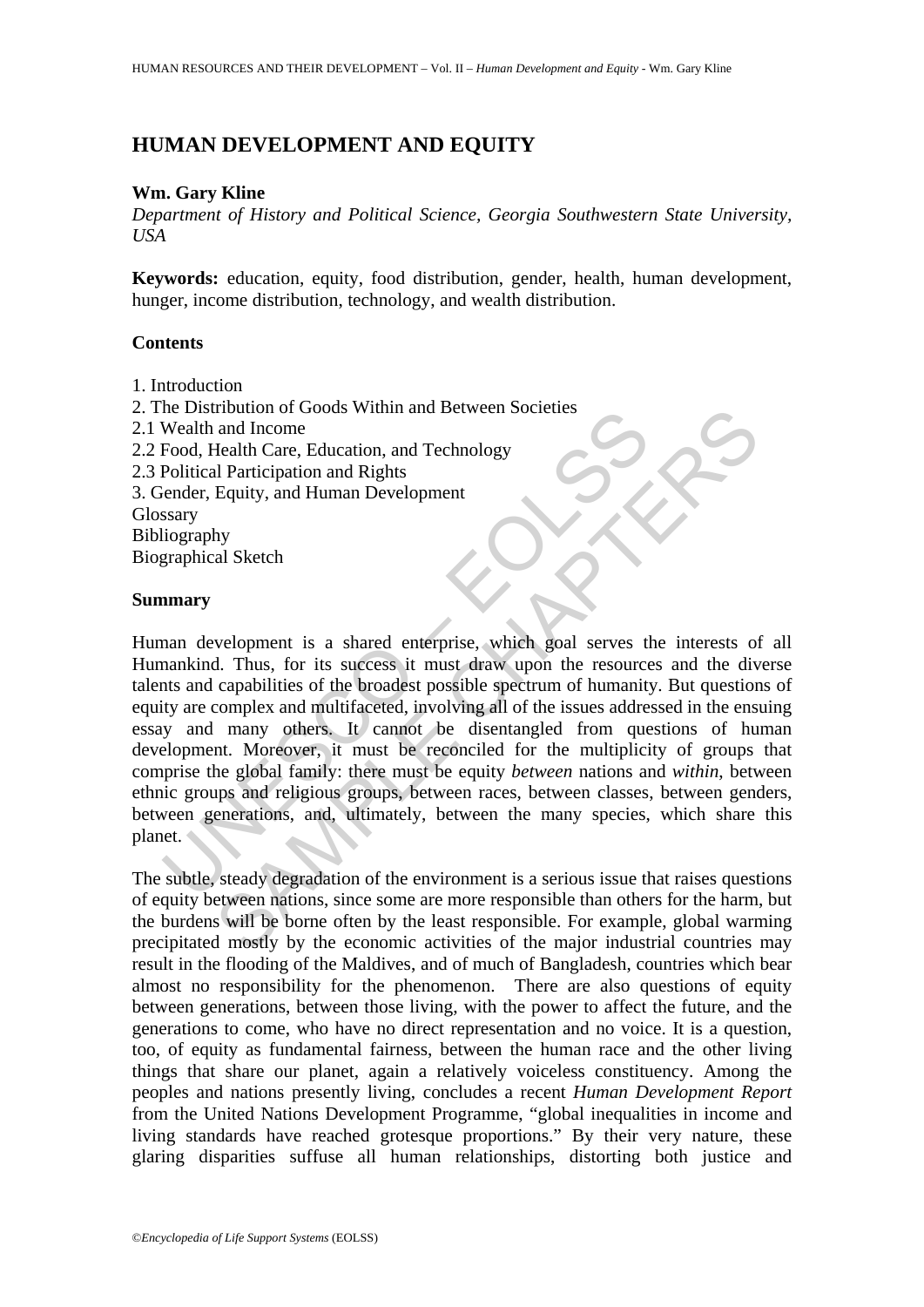# HUMAN DEVELOPMENT AND EQUITY

**Wm. Gary Kline**

*Department of History and Political Science, Georgia Southwestern State University, USA*

**Keywords:** education, equity, food distribution, gender, health, human development, hunger, income distribution, technology, and wealth distribution.

## Contents

1. Introduction
2. The Distribution of Goods Within and Between Societies
2.1 Wealth and Income
2.2 Food, Health Care, Education, and Technology
2.3 Political Participation and Rights
3. Gender, Equity, and Human Development

Glossary
Bibliography
Biographical Sketch

## Summary

Human development is a shared enterprise, which goal serves the interests of all Humankind. Thus, for its success it must draw upon the resources and the diverse talents and capabilities of the broadest possible spectrum of humanity. But questions of equity are complex and multifaceted, involving all of the issues addressed in the ensuing essay and many others. It cannot be disentangled from questions of human development. Moreover, it must be reconciled for the multiplicity of groups that comprise the global family: there must be equity *between* nations and *within*, between ethnic groups and religious groups, between races, between classes, between genders, between generations, and, ultimately, between the many species, which share this planet.

The subtle, steady degradation of the environment is a serious issue that raises questions of equity between nations, since some are more responsible than others for the harm, but the burdens will be borne often by the least responsible. For example, global warming precipitated mostly by the economic activities of the major industrial countries may result in the flooding of the Maldives, and of much of Bangladesh, countries which bear almost no responsibility for the phenomenon. There are also questions of equity between generations, between those living, with the power to affect the future, and the generations to come, who have no direct representation and no voice. It is a question, too, of equity as fundamental fairness, between the human race and the other living things that share our planet, again a relatively voiceless constituency. Among the peoples and nations presently living, concludes a recent *Human Development Report* from the United Nations Development Programme, "global inequalities in income and living standards have reached grotesque proportions." By their very nature, these glaring disparities suffuse all human relationships, distorting both justice and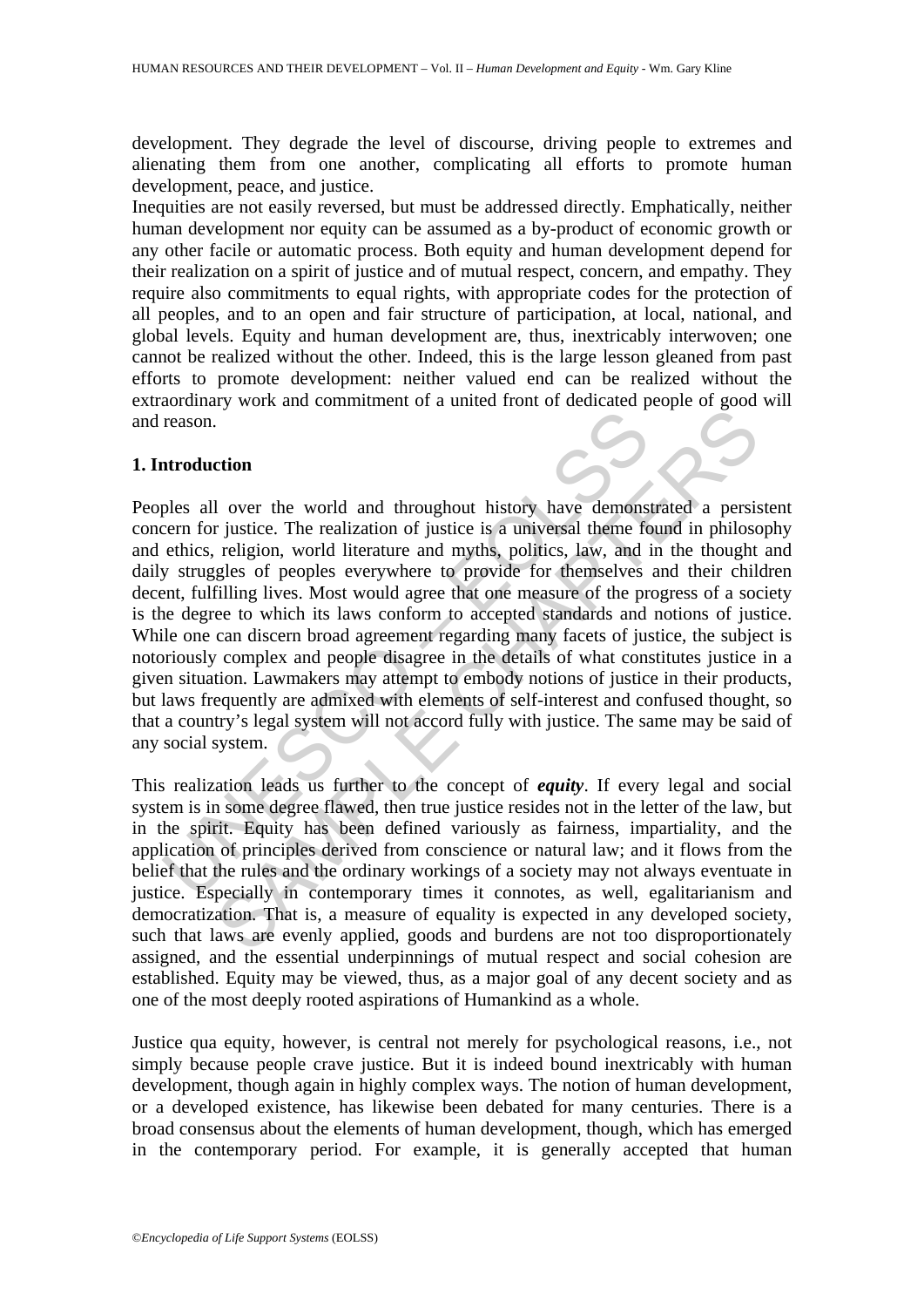development. They degrade the level of discourse, driving people to extremes and alienating them from one another, complicating all efforts to promote human development, peace, and justice.

Inequities are not easily reversed, but must be addressed directly. Emphatically, neither human development nor equity can be assumed as a by-product of economic growth or any other facile or automatic process. Both equity and human development depend for their realization on a spirit of justice and of mutual respect, concern, and empathy. They require also commitments to equal rights, with appropriate codes for the protection of all peoples, and to an open and fair structure of participation, at local, national, and global levels. Equity and human development are, thus, inextricably interwoven; one cannot be realized without the other. Indeed, this is the large lesson gleaned from past efforts to promote development: neither valued end can be realized without the extraordinary work and commitment of a united front of dedicated people of good will and reason.

## 1. Introduction

Peoples all over the world and throughout history have demonstrated a persistent concern for justice. The realization of justice is a universal theme found in philosophy and ethics, religion, world literature and myths, politics, law, and in the thought and daily struggles of peoples everywhere to provide for themselves and their children decent, fulfilling lives. Most would agree that one measure of the progress of a society is the degree to which its laws conform to accepted standards and notions of justice. While one can discern broad agreement regarding many facets of justice, the subject is notoriously complex and people disagree in the details of what constitutes justice in a given situation. Lawmakers may attempt to embody notions of justice in their products, but laws frequently are admixed with elements of self-interest and confused thought, so that a country's legal system will not accord fully with justice. The same may be said of any social system.

This realization leads us further to the concept of ***equity***. If every legal and social system is in some degree flawed, then true justice resides not in the letter of the law, but in the spirit. Equity has been defined variously as fairness, impartiality, and the application of principles derived from conscience or natural law; and it flows from the belief that the rules and the ordinary workings of a society may not always eventuate in justice. Especially in contemporary times it connotes, as well, egalitarianism and democratization. That is, a measure of equality is expected in any developed society, such that laws are evenly applied, goods and burdens are not too disproportionately assigned, and the essential underpinnings of mutual respect and social cohesion are established. Equity may be viewed, thus, as a major goal of any decent society and as one of the most deeply rooted aspirations of Humankind as a whole.

Justice qua equity, however, is central not merely for psychological reasons, i.e., not simply because people crave justice. But it is indeed bound inextricably with human development, though again in highly complex ways. The notion of human development, or a developed existence, has likewise been debated for many centuries. There is a broad consensus about the elements of human development, though, which has emerged in the contemporary period. For example, it is generally accepted that human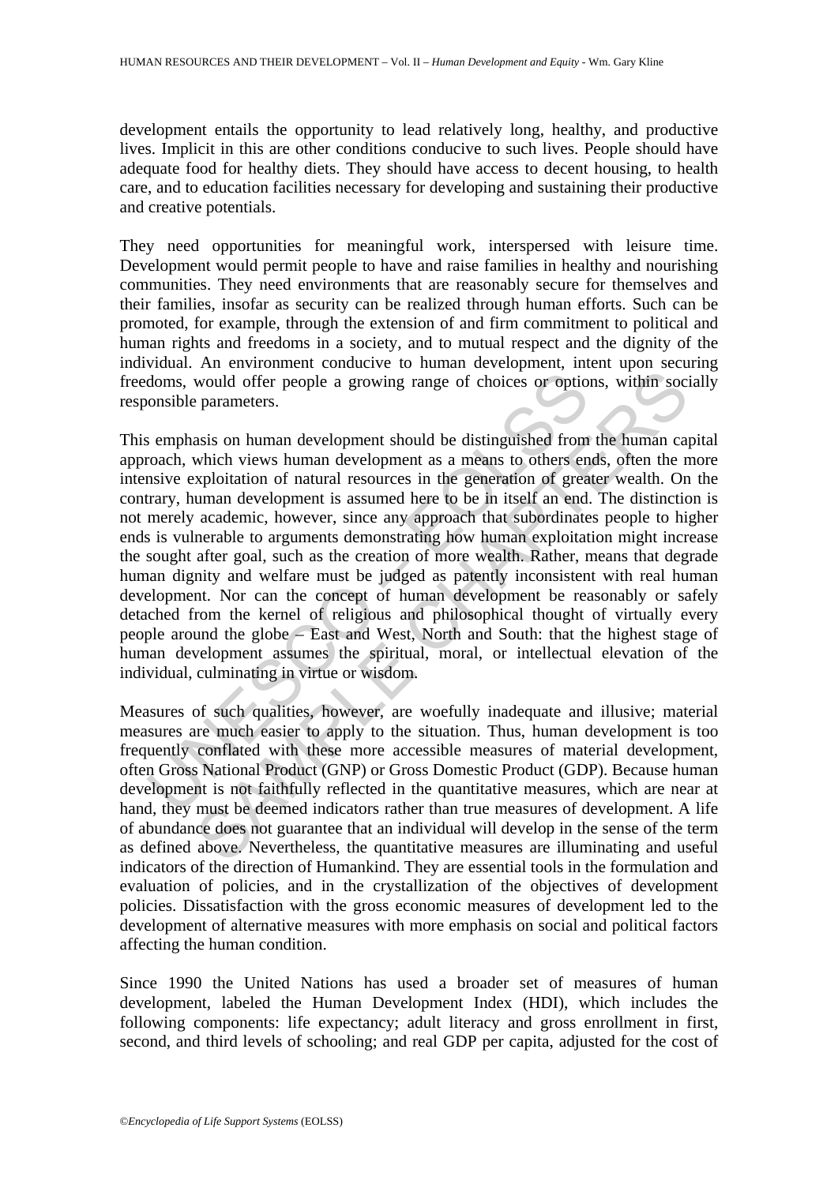development entails the opportunity to lead relatively long, healthy, and productive lives. Implicit in this are other conditions conducive to such lives. People should have adequate food for healthy diets. They should have access to decent housing, to health care, and to education facilities necessary for developing and sustaining their productive and creative potentials.

They need opportunities for meaningful work, interspersed with leisure time. Development would permit people to have and raise families in healthy and nourishing communities. They need environments that are reasonably secure for themselves and their families, insofar as security can be realized through human efforts. Such can be promoted, for example, through the extension of and firm commitment to political and human rights and freedoms in a society, and to mutual respect and the dignity of the individual. An environment conducive to human development, intent upon securing freedoms, would offer people a growing range of choices or options, within socially responsible parameters.

This emphasis on human development should be distinguished from the human capital approach, which views human development as a means to others ends, often the more intensive exploitation of natural resources in the generation of greater wealth. On the contrary, human development is assumed here to be in itself an end. The distinction is not merely academic, however, since any approach that subordinates people to higher ends is vulnerable to arguments demonstrating how human exploitation might increase the sought after goal, such as the creation of more wealth. Rather, means that degrade human dignity and welfare must be judged as patently inconsistent with real human development. Nor can the concept of human development be reasonably or safely detached from the kernel of religious and philosophical thought of virtually every people around the globe – East and West, North and South: that the highest stage of human development assumes the spiritual, moral, or intellectual elevation of the individual, culminating in virtue or wisdom.

Measures of such qualities, however, are woefully inadequate and illusive; material measures are much easier to apply to the situation. Thus, human development is too frequently conflated with these more accessible measures of material development, often Gross National Product (GNP) or Gross Domestic Product (GDP). Because human development is not faithfully reflected in the quantitative measures, which are near at hand, they must be deemed indicators rather than true measures of development. A life of abundance does not guarantee that an individual will develop in the sense of the term as defined above. Nevertheless, the quantitative measures are illuminating and useful indicators of the direction of Humankind. They are essential tools in the formulation and evaluation of policies, and in the crystallization of the objectives of development policies. Dissatisfaction with the gross economic measures of development led to the development of alternative measures with more emphasis on social and political factors affecting the human condition.

Since 1990 the United Nations has used a broader set of measures of human development, labeled the Human Development Index (HDI), which includes the following components: life expectancy; adult literacy and gross enrollment in first, second, and third levels of schooling; and real GDP per capita, adjusted for the cost of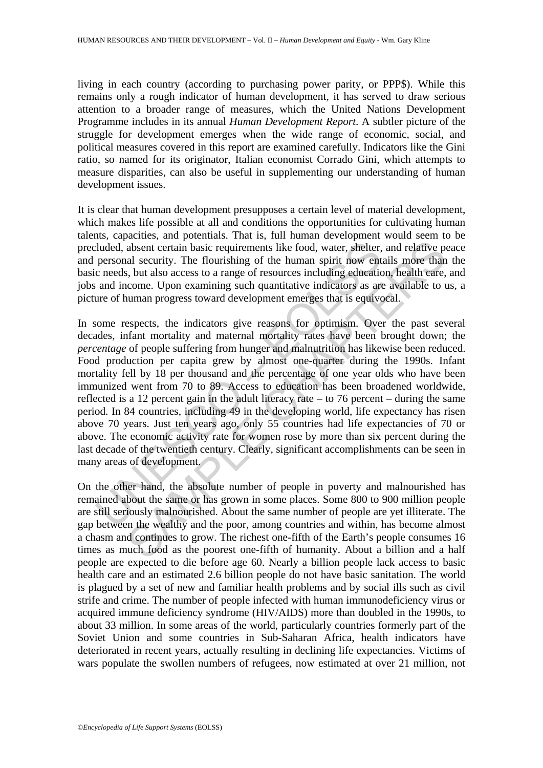living in each country (according to purchasing power parity, or PPP$). While this remains only a rough indicator of human development, it has served to draw serious attention to a broader range of measures, which the United Nations Development Programme includes in its annual *Human Development Report*. A subtler picture of the struggle for development emerges when the wide range of economic, social, and political measures covered in this report are examined carefully. Indicators like the Gini ratio, so named for its originator, Italian economist Corrado Gini, which attempts to measure disparities, can also be useful in supplementing our understanding of human development issues.

It is clear that human development presupposes a certain level of material development, which makes life possible at all and conditions the opportunities for cultivating human talents, capacities, and potentials. That is, full human development would seem to be precluded, absent certain basic requirements like food, water, shelter, and relative peace and personal security. The flourishing of the human spirit now entails more than the basic needs, but also access to a range of resources including education, health care, and jobs and income. Upon examining such quantitative indicators as are available to us, a picture of human progress toward development emerges that is equivocal.

In some respects, the indicators give reasons for optimism. Over the past several decades, infant mortality and maternal mortality rates have been brought down; the *percentage* of people suffering from hunger and malnutrition has likewise been reduced. Food production per capita grew by almost one-quarter during the 1990s. Infant mortality fell by 18 per thousand and the percentage of one year olds who have been immunized went from 70 to 89. Access to education has been broadened worldwide, reflected is a 12 percent gain in the adult literacy rate – to 76 percent – during the same period. In 84 countries, including 49 in the developing world, life expectancy has risen above 70 years. Just ten years ago, only 55 countries had life expectancies of 70 or above. The economic activity rate for women rose by more than six percent during the last decade of the twentieth century. Clearly, significant accomplishments can be seen in many areas of development.

On the other hand, the absolute number of people in poverty and malnourished has remained about the same or has grown in some places. Some 800 to 900 million people are still seriously malnourished. About the same number of people are yet illiterate. The gap between the wealthy and the poor, among countries and within, has become almost a chasm and continues to grow. The richest one-fifth of the Earth's people consumes 16 times as much food as the poorest one-fifth of humanity. About a billion and a half people are expected to die before age 60. Nearly a billion people lack access to basic health care and an estimated 2.6 billion people do not have basic sanitation. The world is plagued by a set of new and familiar health problems and by social ills such as civil strife and crime. The number of people infected with human immunodeficiency virus or acquired immune deficiency syndrome (HIV/AIDS) more than doubled in the 1990s, to about 33 million. In some areas of the world, particularly countries formerly part of the Soviet Union and some countries in Sub-Saharan Africa, health indicators have deteriorated in recent years, actually resulting in declining life expectancies. Victims of wars populate the swollen numbers of refugees, now estimated at over 21 million, not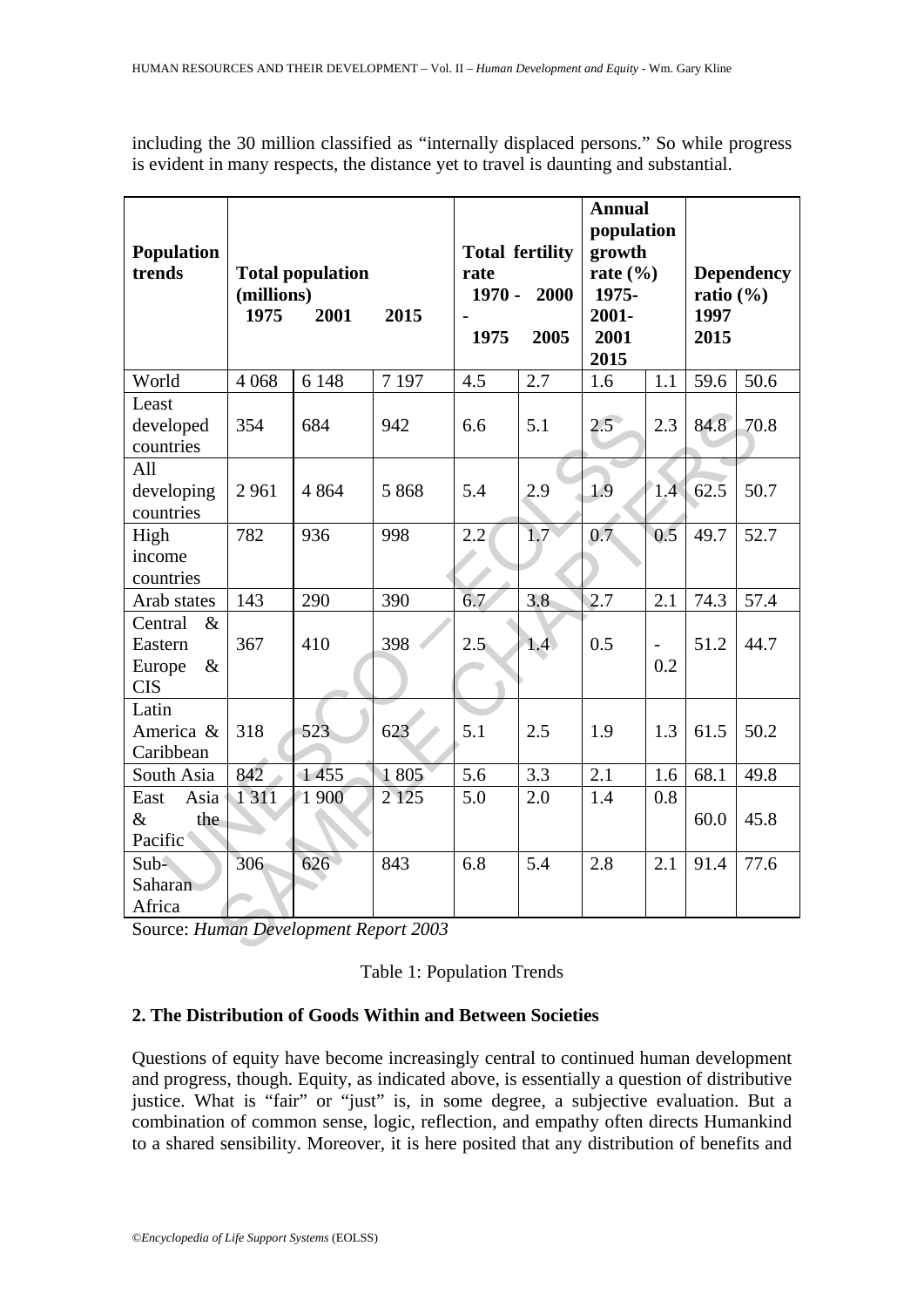including the 30 million classified as "internally displaced persons." So while progress is evident in many respects, the distance yet to travel is daunting and substantial.

| Population trends | Total population (millions) | | | Total fertility rate | | Annual population growth rate (%) | | Dependency ratio (%) | |
|---|---|---|---|---|---|---|---|---|---|
| | 1975 | 2001 | 2015 | 1970 - 1975 | 2000 - 2005 | 1975-2001 | 2001-2015 | 1997 | 2015 |
| World | 4 068 | 6 148 | 7 197 | 4.5 | 2.7 | 1.6 | 1.1 | 59.6 | 50.6 |
| Least developed countries | 354 | 684 | 942 | 6.6 | 5.1 | 2.5 | 2.3 | 84.8 | 70.8 |
| All developing countries | 2 961 | 4 864 | 5 868 | 5.4 | 2.9 | 1.9 | 1.4 | 62.5 | 50.7 |
| High income countries | 782 | 936 | 998 | 2.2 | 1.7 | 0.7 | 0.5 | 49.7 | 52.7 |
| Arab states | 143 | 290 | 390 | 6.7 | 3.8 | 2.7 | 2.1 | 74.3 | 57.4 |
| Central & Eastern Europe & CIS | 367 | 410 | 398 | 2.5 | 1.4 | 0.5 | -0.2 | 51.2 | 44.7 |
| Latin America & Caribbean | 318 | 523 | 623 | 5.1 | 2.5 | 1.9 | 1.3 | 61.5 | 50.2 |
| South Asia | 842 | 1 455 | 1 805 | 5.6 | 3.3 | 2.1 | 1.6 | 68.1 | 49.8 |
| East Asia & the Pacific | 1 311 | 1 900 | 2 125 | 5.0 | 2.0 | 1.4 | 0.8 | 60.0 | 45.8 |
| Sub-Saharan Africa | 306 | 626 | 843 | 6.8 | 5.4 | 2.8 | 2.1 | 91.4 | 77.6 |

Source: *Human Development Report 2003*

Table 1: Population Trends

## 2. The Distribution of Goods Within and Between Societies

Questions of equity have become increasingly central to continued human development and progress, though. Equity, as indicated above, is essentially a question of distributive justice. What is "fair" or "just" is, in some degree, a subjective evaluation. But a combination of common sense, logic, reflection, and empathy often directs Humankind to a shared sensibility. Moreover, it is here posited that any distribution of benefits and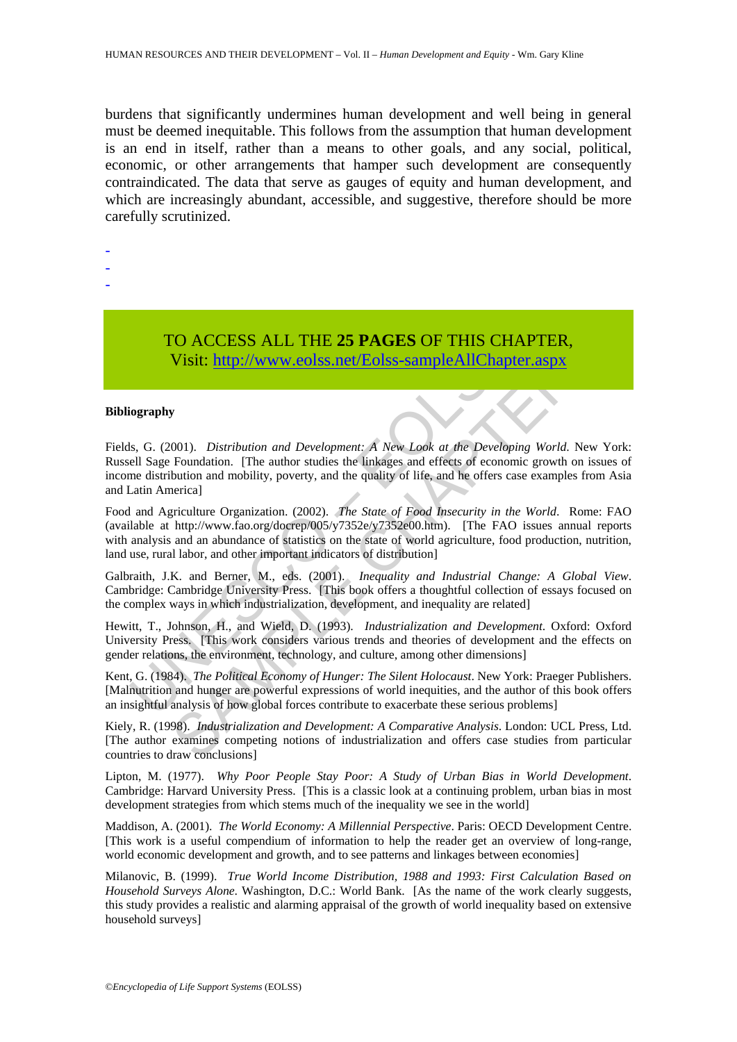burdens that significantly undermines human development and well being in general must be deemed inequitable. This follows from the assumption that human development is an end in itself, rather than a means to other goals, and any social, political, economic, or other arrangements that hamper such development are consequently contraindicated. The data that serve as gauges of equity and human development, and which are increasingly abundant, accessible, and suggestive, therefore should be more carefully scrutinized.

-
-
-

TO ACCESS ALL THE **25 PAGES** OF THIS CHAPTER,
Visit: http://www.eolss.net/Eolss-sampleAllChapter.aspx

**Bibliography**

Fields, G. (2001). *Distribution and Development: A New Look at the Developing World.* New York: Russell Sage Foundation. [The author studies the linkages and effects of economic growth on issues of income distribution and mobility, poverty, and the quality of life, and he offers case examples from Asia and Latin America]

Food and Agriculture Organization. (2002). *The State of Food Insecurity in the World.* Rome: FAO (available at http://www.fao.org/docrep/005/y7352e/y7352e00.htm). [The FAO issues annual reports with analysis and an abundance of statistics on the state of world agriculture, food production, nutrition, land use, rural labor, and other important indicators of distribution]

Galbraith, J.K. and Berner, M., eds. (2001). *Inequality and Industrial Change: A Global View*. Cambridge: Cambridge University Press. [This book offers a thoughtful collection of essays focused on the complex ways in which industrialization, development, and inequality are related]

Hewitt, T., Johnson, H., and Wield, D. (1993). *Industrialization and Development*. Oxford: Oxford University Press. [This work considers various trends and theories of development and the effects on gender relations, the environment, technology, and culture, among other dimensions]

Kent, G. (1984). *The Political Economy of Hunger: The Silent Holocaust*. New York: Praeger Publishers. [Malnutrition and hunger are powerful expressions of world inequities, and the author of this book offers an insightful analysis of how global forces contribute to exacerbate these serious problems]

Kiely, R. (1998). *Industrialization and Development: A Comparative Analysis*. London: UCL Press, Ltd. [The author examines competing notions of industrialization and offers case studies from particular countries to draw conclusions]

Lipton, M. (1977). *Why Poor People Stay Poor: A Study of Urban Bias in World Development*. Cambridge: Harvard University Press. [This is a classic look at a continuing problem, urban bias in most development strategies from which stems much of the inequality we see in the world]

Maddison, A. (2001). *The World Economy: A Millennial Perspective*. Paris: OECD Development Centre. [This work is a useful compendium of information to help the reader get an overview of long-range, world economic development and growth, and to see patterns and linkages between economies]

Milanovic, B. (1999). *True World Income Distribution, 1988 and 1993: First Calculation Based on Household Surveys Alone*. Washington, D.C.: World Bank. [As the name of the work clearly suggests, this study provides a realistic and alarming appraisal of the growth of world inequality based on extensive household surveys]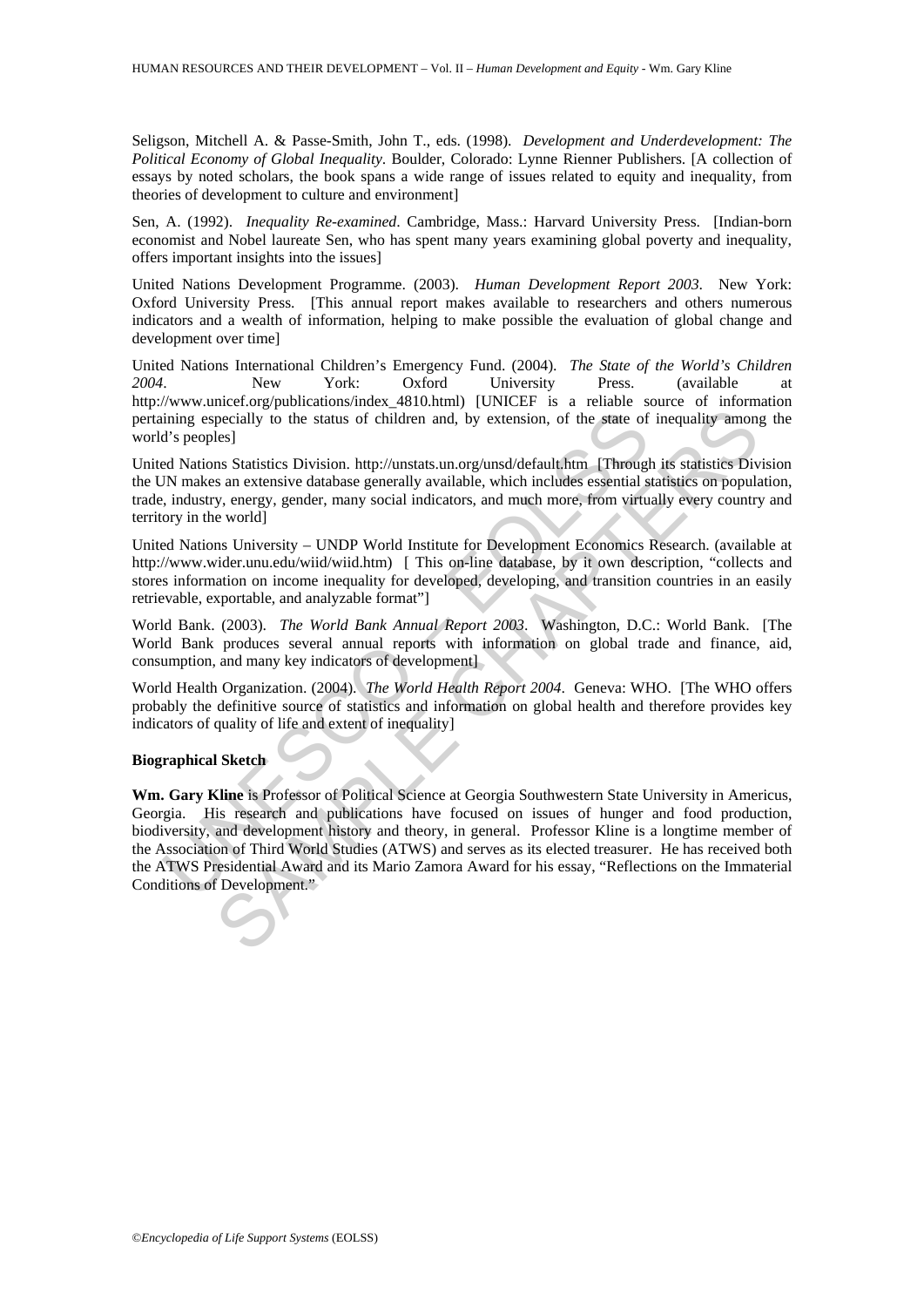Seligson, Mitchell A. & Passe-Smith, John T., eds. (1998). *Development and Underdevelopment: The Political Economy of Global Inequality*. Boulder, Colorado: Lynne Rienner Publishers. [A collection of essays by noted scholars, the book spans a wide range of issues related to equity and inequality, from theories of development to culture and environment]

Sen, A. (1992). *Inequality Re-examined*. Cambridge, Mass.: Harvard University Press. [Indian-born economist and Nobel laureate Sen, who has spent many years examining global poverty and inequality, offers important insights into the issues]

United Nations Development Programme. (2003). *Human Development Report 2003*. New York: Oxford University Press. [This annual report makes available to researchers and others numerous indicators and a wealth of information, helping to make possible the evaluation of global change and development over time]

United Nations International Children's Emergency Fund. (2004). *The State of the World's Children 2004*. New York: Oxford University Press. (available at http://www.unicef.org/publications/index_4810.html) [UNICEF is a reliable source of information pertaining especially to the status of children and, by extension, of the state of inequality among the world's peoples]

United Nations Statistics Division. http://unstats.un.org/unsd/default.htm [Through its statistics Division the UN makes an extensive database generally available, which includes essential statistics on population, trade, industry, energy, gender, many social indicators, and much more, from virtually every country and territory in the world]

United Nations University – UNDP World Institute for Development Economics Research. (available at http://www.wider.unu.edu/wiid/wiid.htm) [ This on-line database, by it own description, "collects and stores information on income inequality for developed, developing, and transition countries in an easily retrievable, exportable, and analyzable format"]

World Bank. (2003). *The World Bank Annual Report 2003*. Washington, D.C.: World Bank. [The World Bank produces several annual reports with information on global trade and finance, aid, consumption, and many key indicators of development]

World Health Organization. (2004). *The World Health Report 2004*. Geneva: WHO. [The WHO offers probably the definitive source of statistics and information on global health and therefore provides key indicators of quality of life and extent of inequality]

**Biographical Sketch**

**Wm. Gary Kline** is Professor of Political Science at Georgia Southwestern State University in Americus, Georgia. His research and publications have focused on issues of hunger and food production, biodiversity, and development history and theory, in general. Professor Kline is a longtime member of the Association of Third World Studies (ATWS) and serves as its elected treasurer. He has received both the ATWS Presidential Award and its Mario Zamora Award for his essay, "Reflections on the Immaterial Conditions of Development."